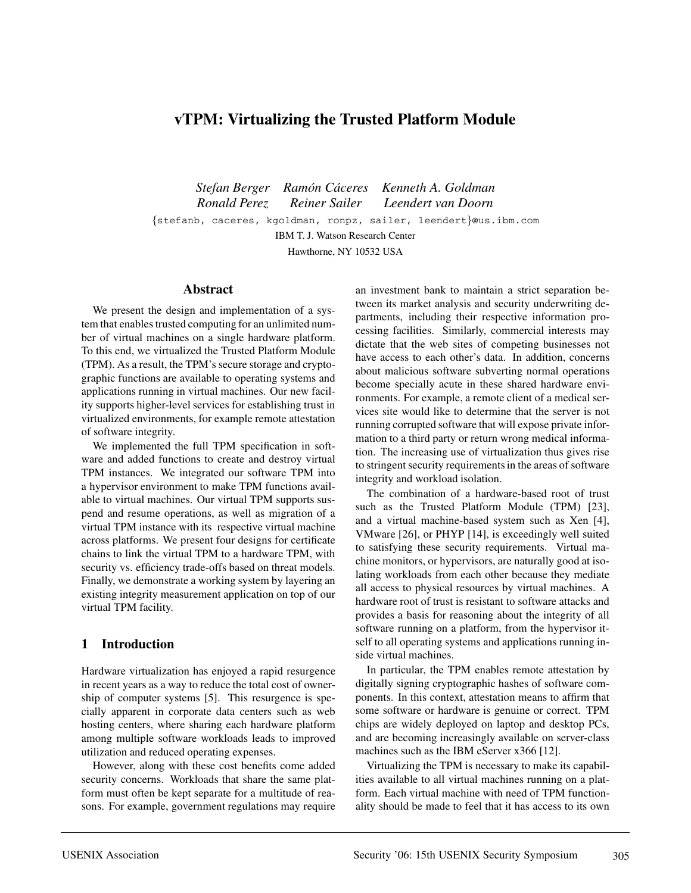# vTPM: Virtualizing the Trusted Platform Module

*Stefan Berger Ramón Cáceres Kenneth A. Goldman*
*Ronald Perez Reiner Sailer Leendert van Doorn*

{stefanb, caceres, kgoldman, ronpz, sailer, leendert}@us.ibm.com

IBM T. J. Watson Research Center

Hawthorne, NY 10532 USA

## Abstract

We present the design and implementation of a system that enables trusted computing for an unlimited number of virtual machines on a single hardware platform. To this end, we virtualized the Trusted Platform Module (TPM). As a result, the TPM's secure storage and cryptographic functions are available to operating systems and applications running in virtual machines. Our new facility supports higher-level services for establishing trust in virtualized environments, for example remote attestation of software integrity.

We implemented the full TPM specification in software and added functions to create and destroy virtual TPM instances. We integrated our software TPM into a hypervisor environment to make TPM functions available to virtual machines. Our virtual TPM supports suspend and resume operations, as well as migration of a virtual TPM instance with its respective virtual machine across platforms. We present four designs for certificate chains to link the virtual TPM to a hardware TPM, with security vs. efficiency trade-offs based on threat models. Finally, we demonstrate a working system by layering an existing integrity measurement application on top of our virtual TPM facility.

## 1 Introduction

Hardware virtualization has enjoyed a rapid resurgence in recent years as a way to reduce the total cost of ownership of computer systems [5]. This resurgence is specially apparent in corporate data centers such as web hosting centers, where sharing each hardware platform among multiple software workloads leads to improved utilization and reduced operating expenses.

However, along with these cost benefits come added security concerns. Workloads that share the same platform must often be kept separate for a multitude of reasons. For example, government regulations may require an investment bank to maintain a strict separation between its market analysis and security underwriting departments, including their respective information processing facilities. Similarly, commercial interests may dictate that the web sites of competing businesses not have access to each other's data. In addition, concerns about malicious software subverting normal operations become specially acute in these shared hardware environments. For example, a remote client of a medical services site would like to determine that the server is not running corrupted software that will expose private information to a third party or return wrong medical information. The increasing use of virtualization thus gives rise to stringent security requirements in the areas of software integrity and workload isolation.

The combination of a hardware-based root of trust such as the Trusted Platform Module (TPM) [23], and a virtual machine-based system such as Xen [4], VMware [26], or PHYP [14], is exceedingly well suited to satisfying these security requirements. Virtual machine monitors, or hypervisors, are naturally good at isolating workloads from each other because they mediate all access to physical resources by virtual machines. A hardware root of trust is resistant to software attacks and provides a basis for reasoning about the integrity of all software running on a platform, from the hypervisor itself to all operating systems and applications running inside virtual machines.

In particular, the TPM enables remote attestation by digitally signing cryptographic hashes of software components. In this context, attestation means to affirm that some software or hardware is genuine or correct. TPM chips are widely deployed on laptop and desktop PCs, and are becoming increasingly available on server-class machines such as the IBM eServer x366 [12].

Virtualizing the TPM is necessary to make its capabilities available to all virtual machines running on a platform. Each virtual machine with need of TPM functionality should be made to feel that it has access to its own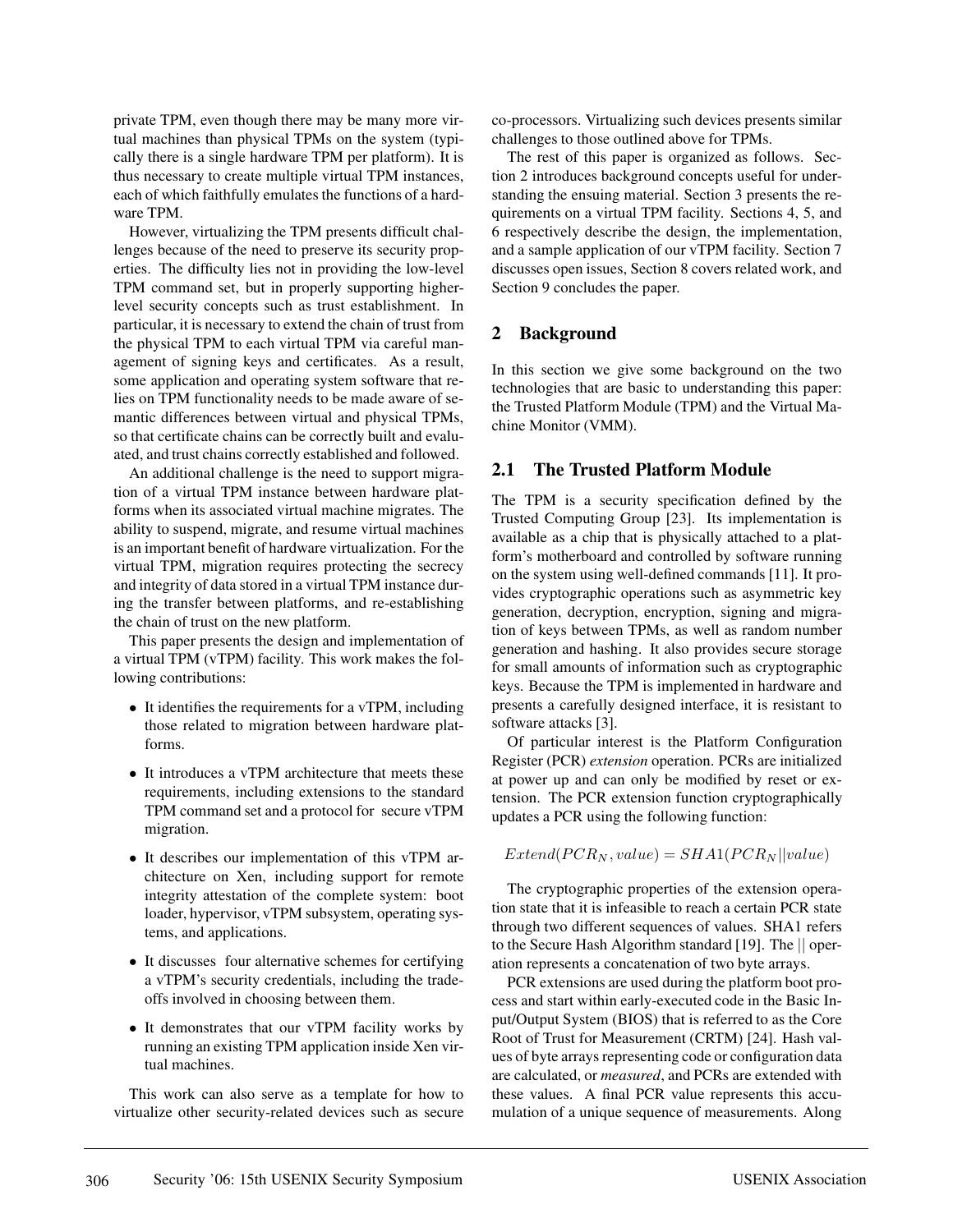private TPM, even though there may be many more virtual machines than physical TPMs on the system (typically there is a single hardware TPM per platform). It is thus necessary to create multiple virtual TPM instances, each of which faithfully emulates the functions of a hardware TPM.

However, virtualizing the TPM presents difficult challenges because of the need to preserve its security properties. The difficulty lies not in providing the low-level TPM command set, but in properly supporting higher-level security concepts such as trust establishment. In particular, it is necessary to extend the chain of trust from the physical TPM to each virtual TPM via careful management of signing keys and certificates. As a result, some application and operating system software that relies on TPM functionality needs to be made aware of semantic differences between virtual and physical TPMs, so that certificate chains can be correctly built and evaluated, and trust chains correctly established and followed.

An additional challenge is the need to support migration of a virtual TPM instance between hardware platforms when its associated virtual machine migrates. The ability to suspend, migrate, and resume virtual machines is an important benefit of hardware virtualization. For the virtual TPM, migration requires protecting the secrecy and integrity of data stored in a virtual TPM instance during the transfer between platforms, and re-establishing the chain of trust on the new platform.

This paper presents the design and implementation of a virtual TPM (vTPM) facility. This work makes the following contributions:

- It identifies the requirements for a vTPM, including those related to migration between hardware platforms.
- It introduces a vTPM architecture that meets these requirements, including extensions to the standard TPM command set and a protocol for secure vTPM migration.
- It describes our implementation of this vTPM architecture on Xen, including support for remote integrity attestation of the complete system: boot loader, hypervisor, vTPM subsystem, operating systems, and applications.
- It discusses four alternative schemes for certifying a vTPM's security credentials, including the tradeoffs involved in choosing between them.
- It demonstrates that our vTPM facility works by running an existing TPM application inside Xen virtual machines.

This work can also serve as a template for how to virtualize other security-related devices such as secure co-processors. Virtualizing such devices presents similar challenges to those outlined above for TPMs.

The rest of this paper is organized as follows. Section 2 introduces background concepts useful for understanding the ensuing material. Section 3 presents the requirements on a virtual TPM facility. Sections 4, 5, and 6 respectively describe the design, the implementation, and a sample application of our vTPM facility. Section 7 discusses open issues, Section 8 covers related work, and Section 9 concludes the paper.

## 2 Background

In this section we give some background on the two technologies that are basic to understanding this paper: the Trusted Platform Module (TPM) and the Virtual Machine Monitor (VMM).

### 2.1 The Trusted Platform Module

The TPM is a security specification defined by the Trusted Computing Group [23]. Its implementation is available as a chip that is physically attached to a platform's motherboard and controlled by software running on the system using well-defined commands [11]. It provides cryptographic operations such as asymmetric key generation, decryption, encryption, signing and migration of keys between TPMs, as well as random number generation and hashing. It also provides secure storage for small amounts of information such as cryptographic keys. Because the TPM is implemented in hardware and presents a carefully designed interface, it is resistant to software attacks [3].

Of particular interest is the Platform Configuration Register (PCR) *extension* operation. PCRs are initialized at power up and can only be modified by reset or extension. The PCR extension function cryptographically updates a PCR using the following function:

$$Extend(PCR_N, value) = SHA1(PCR_N || value)$$

The cryptographic properties of the extension operation state that it is infeasible to reach a certain PCR state through two different sequences of values. SHA1 refers to the Secure Hash Algorithm standard [19]. The $||$ operation represents a concatenation of two byte arrays.

PCR extensions are used during the platform boot process and start within early-executed code in the Basic Input/Output System (BIOS) that is referred to as the Core Root of Trust for Measurement (CRTM) [24]. Hash values of byte arrays representing code or configuration data are calculated, or *measured*, and PCRs are extended with these values. A final PCR value represents this accumulation of a unique sequence of measurements. Along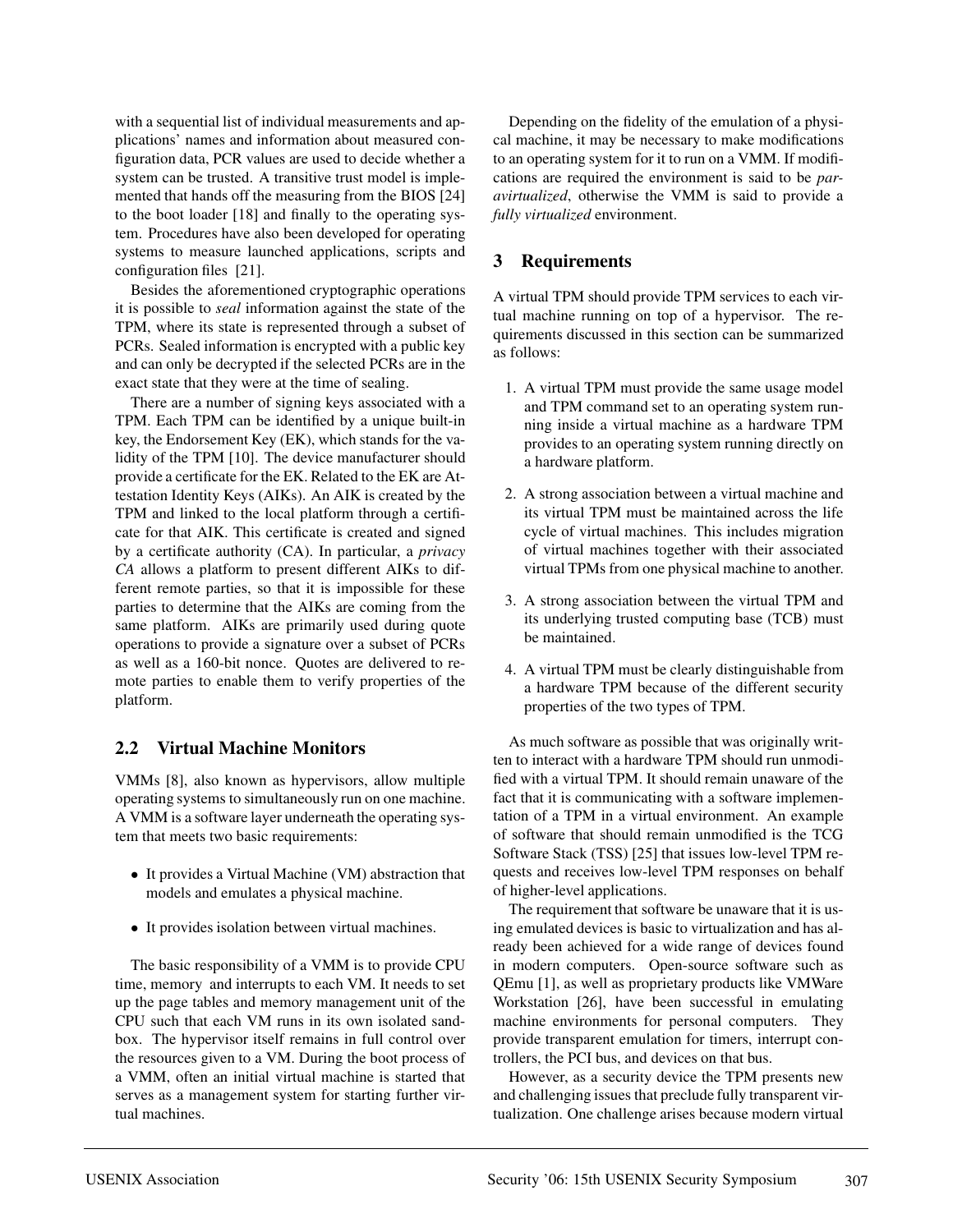with a sequential list of individual measurements and applications' names and information about measured configuration data, PCR values are used to decide whether a system can be trusted. A transitive trust model is implemented that hands off the measuring from the BIOS [24] to the boot loader [18] and finally to the operating system. Procedures have also been developed for operating systems to measure launched applications, scripts and configuration files [21].

Besides the aforementioned cryptographic operations it is possible to *seal* information against the state of the TPM, where its state is represented through a subset of PCRs. Sealed information is encrypted with a public key and can only be decrypted if the selected PCRs are in the exact state that they were at the time of sealing.

There are a number of signing keys associated with a TPM. Each TPM can be identified by a unique built-in key, the Endorsement Key (EK), which stands for the validity of the TPM [10]. The device manufacturer should provide a certificate for the EK. Related to the EK are Attestation Identity Keys (AIKs). An AIK is created by the TPM and linked to the local platform through a certificate for that AIK. This certificate is created and signed by a certificate authority (CA). In particular, a *privacy CA* allows a platform to present different AIKs to different remote parties, so that it is impossible for these parties to determine that the AIKs are coming from the same platform. AIKs are primarily used during quote operations to provide a signature over a subset of PCRs as well as a 160-bit nonce. Quotes are delivered to remote parties to enable them to verify properties of the platform.

## 2.2 Virtual Machine Monitors

VMMs [8], also known as hypervisors, allow multiple operating systems to simultaneously run on one machine. A VMM is a software layer underneath the operating system that meets two basic requirements:

- It provides a Virtual Machine (VM) abstraction that models and emulates a physical machine.
- It provides isolation between virtual machines.

The basic responsibility of a VMM is to provide CPU time, memory and interrupts to each VM. It needs to set up the page tables and memory management unit of the CPU such that each VM runs in its own isolated sandbox. The hypervisor itself remains in full control over the resources given to a VM. During the boot process of a VMM, often an initial virtual machine is started that serves as a management system for starting further virtual machines.

Depending on the fidelity of the emulation of a physical machine, it may be necessary to make modifications to an operating system for it to run on a VMM. If modifications are required the environment is said to be *paravirtualized*, otherwise the VMM is said to provide a *fully virtualized* environment.

# 3 Requirements

A virtual TPM should provide TPM services to each virtual machine running on top of a hypervisor. The requirements discussed in this section can be summarized as follows:

1. A virtual TPM must provide the same usage model and TPM command set to an operating system running inside a virtual machine as a hardware TPM provides to an operating system running directly on a hardware platform.
2. A strong association between a virtual machine and its virtual TPM must be maintained across the life cycle of virtual machines. This includes migration of virtual machines together with their associated virtual TPMs from one physical machine to another.
3. A strong association between the virtual TPM and its underlying trusted computing base (TCB) must be maintained.
4. A virtual TPM must be clearly distinguishable from a hardware TPM because of the different security properties of the two types of TPM.

As much software as possible that was originally written to interact with a hardware TPM should run unmodified with a virtual TPM. It should remain unaware of the fact that it is communicating with a software implementation of a TPM in a virtual environment. An example of software that should remain unmodified is the TCG Software Stack (TSS) [25] that issues low-level TPM requests and receives low-level TPM responses on behalf of higher-level applications.

The requirement that software be unaware that it is using emulated devices is basic to virtualization and has already been achieved for a wide range of devices found in modern computers. Open-source software such as QEmu [1], as well as proprietary products like VMWare Workstation [26], have been successful in emulating machine environments for personal computers. They provide transparent emulation for timers, interrupt controllers, the PCI bus, and devices on that bus.

However, as a security device the TPM presents new and challenging issues that preclude fully transparent virtualization. One challenge arises because modern virtual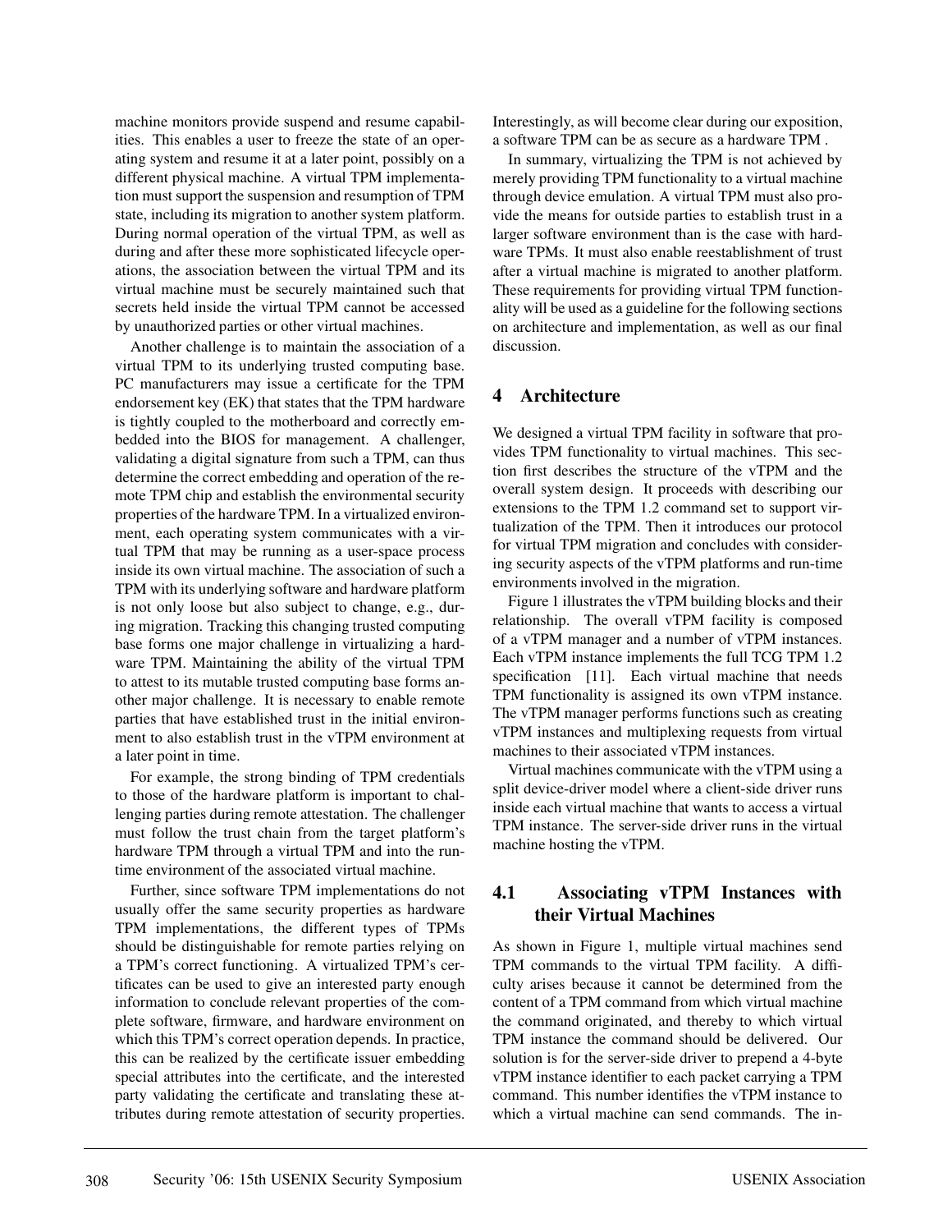machine monitors provide suspend and resume capabilities. This enables a user to freeze the state of an operating system and resume it at a later point, possibly on a different physical machine. A virtual TPM implementation must support the suspension and resumption of TPM state, including its migration to another system platform. During normal operation of the virtual TPM, as well as during and after these more sophisticated lifecycle operations, the association between the virtual TPM and its virtual machine must be securely maintained such that secrets held inside the virtual TPM cannot be accessed by unauthorized parties or other virtual machines.

Another challenge is to maintain the association of a virtual TPM to its underlying trusted computing base. PC manufacturers may issue a certificate for the TPM endorsement key (EK) that states that the TPM hardware is tightly coupled to the motherboard and correctly embedded into the BIOS for management. A challenger, validating a digital signature from such a TPM, can thus determine the correct embedding and operation of the remote TPM chip and establish the environmental security properties of the hardware TPM. In a virtualized environment, each operating system communicates with a virtual TPM that may be running as a user-space process inside its own virtual machine. The association of such a TPM with its underlying software and hardware platform is not only loose but also subject to change, e.g., during migration. Tracking this changing trusted computing base forms one major challenge in virtualizing a hardware TPM. Maintaining the ability of the virtual TPM to attest to its mutable trusted computing base forms another major challenge. It is necessary to enable remote parties that have established trust in the initial environment to also establish trust in the vTPM environment at a later point in time.

For example, the strong binding of TPM credentials to those of the hardware platform is important to challenging parties during remote attestation. The challenger must follow the trust chain from the target platform's hardware TPM through a virtual TPM and into the runtime environment of the associated virtual machine.

Further, since software TPM implementations do not usually offer the same security properties as hardware TPM implementations, the different types of TPMs should be distinguishable for remote parties relying on a TPM's correct functioning. A virtualized TPM's certificates can be used to give an interested party enough information to conclude relevant properties of the complete software, firmware, and hardware environment on which this TPM's correct operation depends. In practice, this can be realized by the certificate issuer embedding special attributes into the certificate, and the interested party validating the certificate and translating these attributes during remote attestation of security properties. Interestingly, as will become clear during our exposition, a software TPM can be as secure as a hardware TPM .

In summary, virtualizing the TPM is not achieved by merely providing TPM functionality to a virtual machine through device emulation. A virtual TPM must also provide the means for outside parties to establish trust in a larger software environment than is the case with hardware TPMs. It must also enable reestablishment of trust after a virtual machine is migrated to another platform. These requirements for providing virtual TPM functionality will be used as a guideline for the following sections on architecture and implementation, as well as our final discussion.

## 4 Architecture

We designed a virtual TPM facility in software that provides TPM functionality to virtual machines. This section first describes the structure of the vTPM and the overall system design. It proceeds with describing our extensions to the TPM 1.2 command set to support virtualization of the TPM. Then it introduces our protocol for virtual TPM migration and concludes with considering security aspects of the vTPM platforms and run-time environments involved in the migration.

Figure 1 illustrates the vTPM building blocks and their relationship. The overall vTPM facility is composed of a vTPM manager and a number of vTPM instances. Each vTPM instance implements the full TCG TPM 1.2 specification [11]. Each virtual machine that needs TPM functionality is assigned its own vTPM instance. The vTPM manager performs functions such as creating vTPM instances and multiplexing requests from virtual machines to their associated vTPM instances.

Virtual machines communicate with the vTPM using a split device-driver model where a client-side driver runs inside each virtual machine that wants to access a virtual TPM instance. The server-side driver runs in the virtual machine hosting the vTPM.

### 4.1 Associating vTPM Instances with their Virtual Machines

As shown in Figure 1, multiple virtual machines send TPM commands to the virtual TPM facility. A difficulty arises because it cannot be determined from the content of a TPM command from which virtual machine the command originated, and thereby to which virtual TPM instance the command should be delivered. Our solution is for the server-side driver to prepend a 4-byte vTPM instance identifier to each packet carrying a TPM command. This number identifies the vTPM instance to which a virtual machine can send commands. The in-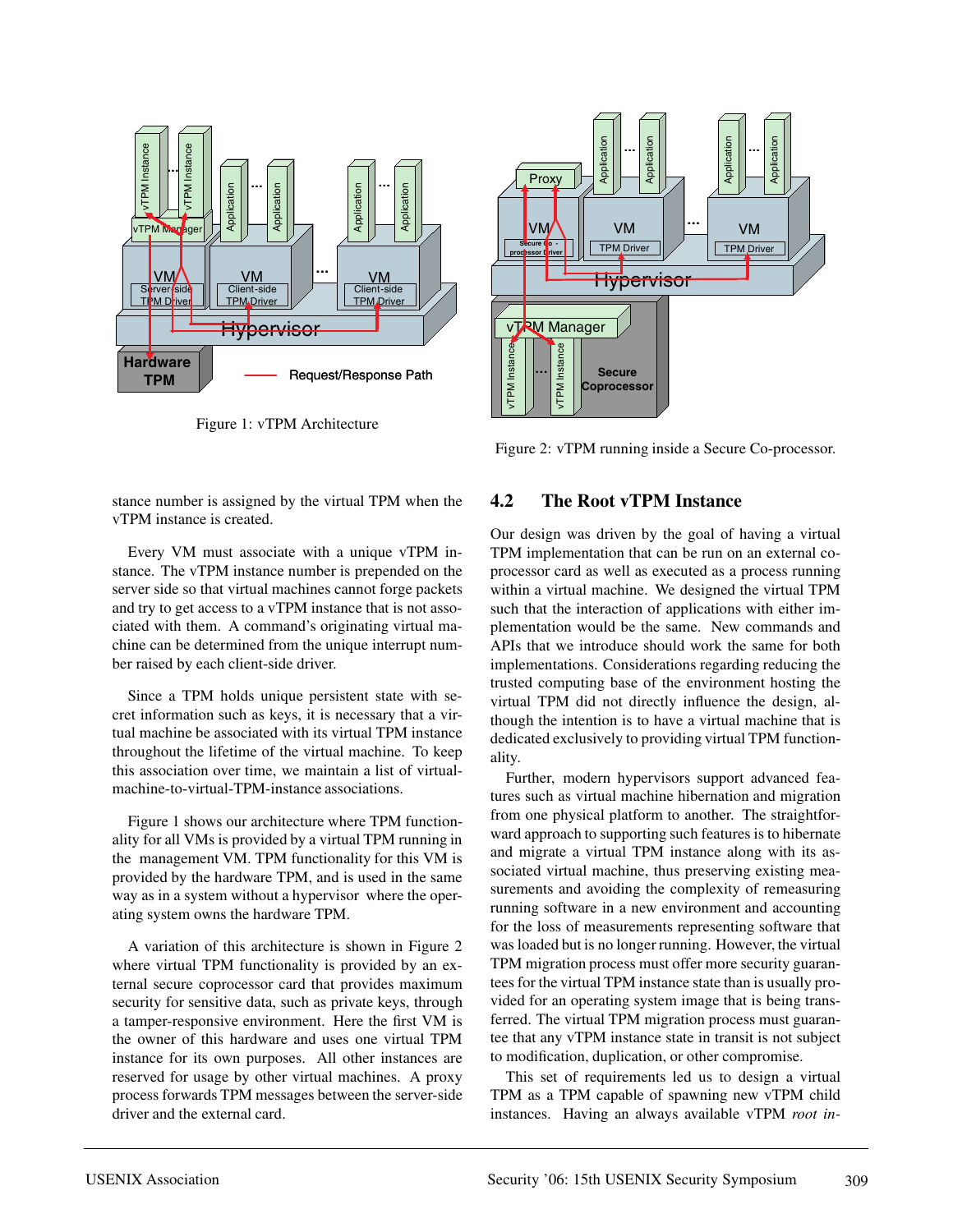Figure 1: vTPM Architecture

Figure 2: vTPM running inside a Secure Co-processor.

stance number is assigned by the virtual TPM when the vTPM instance is created.

Every VM must associate with a unique vTPM instance. The vTPM instance number is prepended on the server side so that virtual machines cannot forge packets and try to get access to a vTPM instance that is not associated with them. A command's originating virtual machine can be determined from the unique interrupt number raised by each client-side driver.

Since a TPM holds unique persistent state with secret information such as keys, it is necessary that a virtual machine be associated with its virtual TPM instance throughout the lifetime of the virtual machine. To keep this association over time, we maintain a list of virtual-machine-to-virtual-TPM-instance associations.

Figure 1 shows our architecture where TPM functionality for all VMs is provided by a virtual TPM running in the management VM. TPM functionality for this VM is provided by the hardware TPM, and is used in the same way as in a system without a hypervisor where the operating system owns the hardware TPM.

A variation of this architecture is shown in Figure 2 where virtual TPM functionality is provided by an external secure coprocessor card that provides maximum security for sensitive data, such as private keys, through a tamper-responsive environment. Here the first VM is the owner of this hardware and uses one virtual TPM instance for its own purposes. All other instances are reserved for usage by other virtual machines. A proxy process forwards TPM messages between the server-side driver and the external card.

## 4.2 The Root vTPM Instance

Our design was driven by the goal of having a virtual TPM implementation that can be run on an external coprocessor card as well as executed as a process running within a virtual machine. We designed the virtual TPM such that the interaction of applications with either implementation would be the same. New commands and APIs that we introduce should work the same for both implementations. Considerations regarding reducing the trusted computing base of the environment hosting the virtual TPM did not directly influence the design, although the intention is to have a virtual machine that is dedicated exclusively to providing virtual TPM functionality.

Further, modern hypervisors support advanced features such as virtual machine hibernation and migration from one physical platform to another. The straightforward approach to supporting such features is to hibernate and migrate a virtual TPM instance along with its associated virtual machine, thus preserving existing measurements and avoiding the complexity of remeasuring running software in a new environment and accounting for the loss of measurements representing software that was loaded but is no longer running. However, the virtual TPM migration process must offer more security guarantees for the virtual TPM instance state than is usually provided for an operating system image that is being transferred. The virtual TPM migration process must guarantee that any vTPM instance state in transit is not subject to modification, duplication, or other compromise.

This set of requirements led us to design a virtual TPM as a TPM capable of spawning new vTPM child instances. Having an always available vTPM *root in-*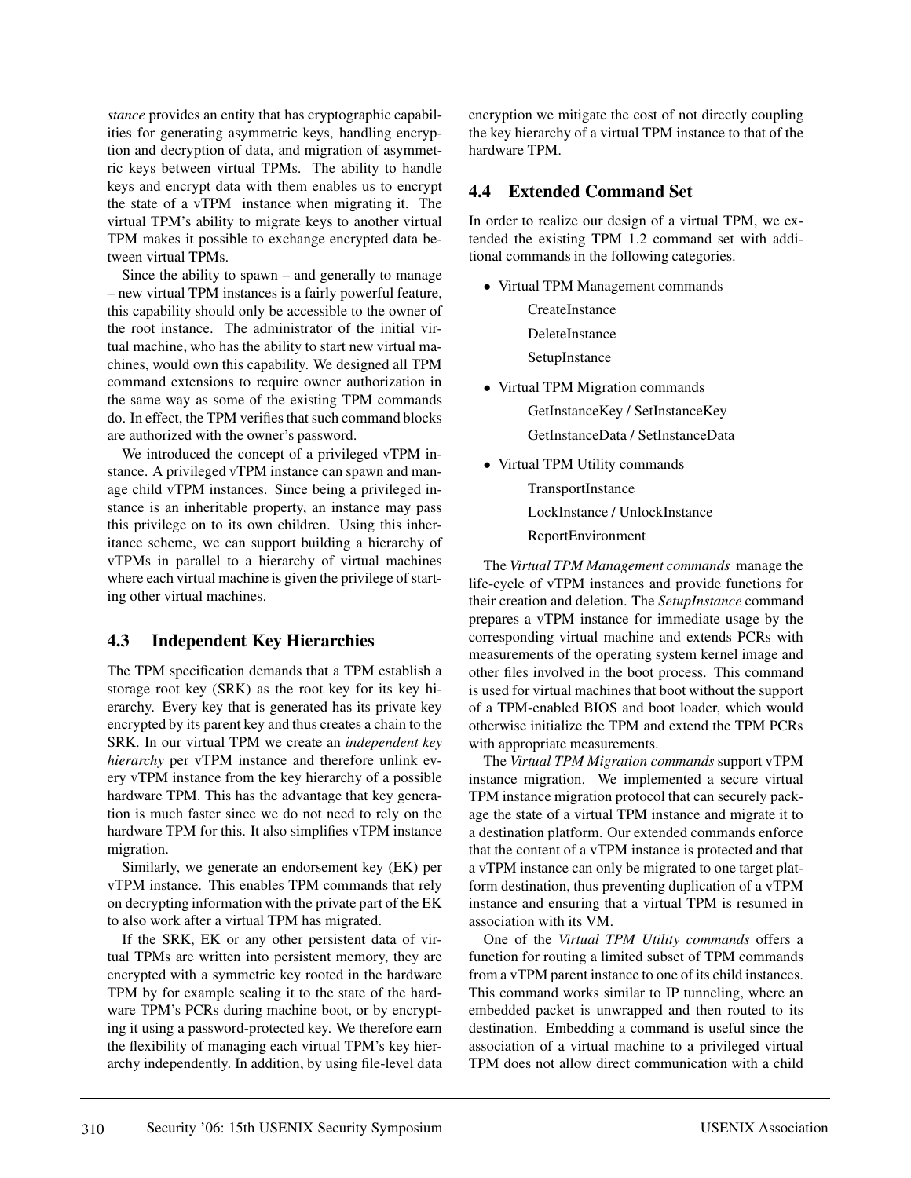*stance* provides an entity that has cryptographic capabilities for generating asymmetric keys, handling encryption and decryption of data, and migration of asymmetric keys between virtual TPMs. The ability to handle keys and encrypt data with them enables us to encrypt the state of a vTPM instance when migrating it. The virtual TPM's ability to migrate keys to another virtual TPM makes it possible to exchange encrypted data between virtual TPMs.

Since the ability to spawn – and generally to manage – new virtual TPM instances is a fairly powerful feature, this capability should only be accessible to the owner of the root instance. The administrator of the initial virtual machine, who has the ability to start new virtual machines, would own this capability. We designed all TPM command extensions to require owner authorization in the same way as some of the existing TPM commands do. In effect, the TPM verifies that such command blocks are authorized with the owner's password.

We introduced the concept of a privileged vTPM instance. A privileged vTPM instance can spawn and manage child vTPM instances. Since being a privileged instance is an inheritable property, an instance may pass this privilege on to its own children. Using this inheritance scheme, we can support building a hierarchy of vTPMs in parallel to a hierarchy of virtual machines where each virtual machine is given the privilege of starting other virtual machines.

## 4.3 Independent Key Hierarchies

The TPM specification demands that a TPM establish a storage root key (SRK) as the root key for its key hierarchy. Every key that is generated has its private key encrypted by its parent key and thus creates a chain to the SRK. In our virtual TPM we create an *independent key hierarchy* per vTPM instance and therefore unlink every vTPM instance from the key hierarchy of a possible hardware TPM. This has the advantage that key generation is much faster since we do not need to rely on the hardware TPM for this. It also simplifies vTPM instance migration.

Similarly, we generate an endorsement key (EK) per vTPM instance. This enables TPM commands that rely on decrypting information with the private part of the EK to also work after a virtual TPM has migrated.

If the SRK, EK or any other persistent data of virtual TPMs are written into persistent memory, they are encrypted with a symmetric key rooted in the hardware TPM by for example sealing it to the state of the hardware TPM's PCRs during machine boot, or by encrypting it using a password-protected key. We therefore earn the flexibility of managing each virtual TPM's key hierarchy independently. In addition, by using file-level data encryption we mitigate the cost of not directly coupling the key hierarchy of a virtual TPM instance to that of the hardware TPM.

## 4.4 Extended Command Set

In order to realize our design of a virtual TPM, we extended the existing TPM 1.2 command set with additional commands in the following categories.

- Virtual TPM Management commands
  - CreateInstance
  - DeleteInstance
  - SetupInstance
- Virtual TPM Migration commands
  - GetInstanceKey / SetInstanceKey
  - GetInstanceData / SetInstanceData
- Virtual TPM Utility commands
  - TransportInstance
  - LockInstance / UnlockInstance
  - ReportEnvironment

The *Virtual TPM Management commands* manage the life-cycle of vTPM instances and provide functions for their creation and deletion. The *SetupInstance* command prepares a vTPM instance for immediate usage by the corresponding virtual machine and extends PCRs with measurements of the operating system kernel image and other files involved in the boot process. This command is used for virtual machines that boot without the support of a TPM-enabled BIOS and boot loader, which would otherwise initialize the TPM and extend the TPM PCRs with appropriate measurements.

The *Virtual TPM Migration commands* support vTPM instance migration. We implemented a secure virtual TPM instance migration protocol that can securely package the state of a virtual TPM instance and migrate it to a destination platform. Our extended commands enforce that the content of a vTPM instance is protected and that a vTPM instance can only be migrated to one target platform destination, thus preventing duplication of a vTPM instance and ensuring that a virtual TPM is resumed in association with its VM.

One of the *Virtual TPM Utility commands* offers a function for routing a limited subset of TPM commands from a vTPM parent instance to one of its child instances. This command works similar to IP tunneling, where an embedded packet is unwrapped and then routed to its destination. Embedding a command is useful since the association of a virtual machine to a privileged virtual TPM does not allow direct communication with a child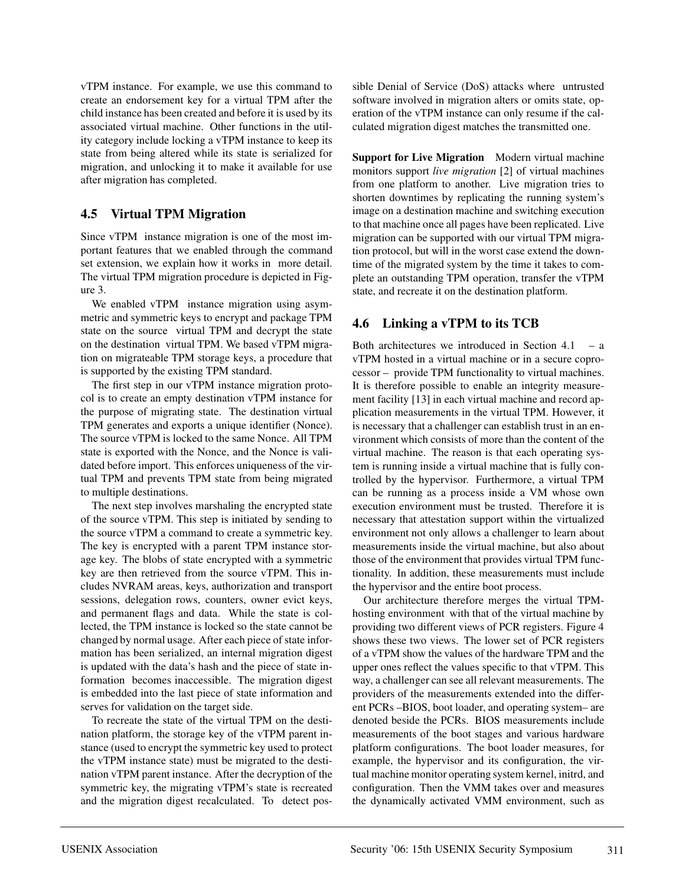vTPM instance. For example, we use this command to create an endorsement key for a virtual TPM after the child instance has been created and before it is used by its associated virtual machine. Other functions in the utility category include locking a vTPM instance to keep its state from being altered while its state is serialized for migration, and unlocking it to make it available for use after migration has completed.

## 4.5 Virtual TPM Migration

Since vTPM instance migration is one of the most important features that we enabled through the command set extension, we explain how it works in more detail. The virtual TPM migration procedure is depicted in Figure 3.

We enabled vTPM instance migration using asymmetric and symmetric keys to encrypt and package TPM state on the source virtual TPM and decrypt the state on the destination virtual TPM. We based vTPM migration on migrateable TPM storage keys, a procedure that is supported by the existing TPM standard.

The first step in our vTPM instance migration protocol is to create an empty destination vTPM instance for the purpose of migrating state. The destination virtual TPM generates and exports a unique identifier (Nonce). The source vTPM is locked to the same Nonce. All TPM state is exported with the Nonce, and the Nonce is validated before import. This enforces uniqueness of the virtual TPM and prevents TPM state from being migrated to multiple destinations.

The next step involves marshaling the encrypted state of the source vTPM. This step is initiated by sending to the source vTPM a command to create a symmetric key. The key is encrypted with a parent TPM instance storage key. The blobs of state encrypted with a symmetric key are then retrieved from the source vTPM. This includes NVRAM areas, keys, authorization and transport sessions, delegation rows, counters, owner evict keys, and permanent flags and data. While the state is collected, the TPM instance is locked so the state cannot be changed by normal usage. After each piece of state information has been serialized, an internal migration digest is updated with the data's hash and the piece of state information becomes inaccessible. The migration digest is embedded into the last piece of state information and serves for validation on the target side.

To recreate the state of the virtual TPM on the destination platform, the storage key of the vTPM parent instance (used to encrypt the symmetric key used to protect the vTPM instance state) must be migrated to the destination vTPM parent instance. After the decryption of the symmetric key, the migrating vTPM's state is recreated and the migration digest recalculated. To detect possible Denial of Service (DoS) attacks where untrusted software involved in migration alters or omits state, operation of the vTPM instance can only resume if the calculated migration digest matches the transmitted one.

**Support for Live Migration** Modern virtual machine monitors support *live migration* [2] of virtual machines from one platform to another. Live migration tries to shorten downtimes by replicating the running system's image on a destination machine and switching execution to that machine once all pages have been replicated. Live migration can be supported with our virtual TPM migration protocol, but will in the worst case extend the downtime of the migrated system by the time it takes to complete an outstanding TPM operation, transfer the vTPM state, and recreate it on the destination platform.

## 4.6 Linking a vTPM to its TCB

Both architectures we introduced in Section 4.1 – a vTPM hosted in a virtual machine or in a secure coprocessor – provide TPM functionality to virtual machines. It is therefore possible to enable an integrity measurement facility [13] in each virtual machine and record application measurements in the virtual TPM. However, it is necessary that a challenger can establish trust in an environment which consists of more than the content of the virtual machine. The reason is that each operating system is running inside a virtual machine that is fully controlled by the hypervisor. Furthermore, a virtual TPM can be running as a process inside a VM whose own execution environment must be trusted. Therefore it is necessary that attestation support within the virtualized environment not only allows a challenger to learn about measurements inside the virtual machine, but also about those of the environment that provides virtual TPM functionality. In addition, these measurements must include the hypervisor and the entire boot process.

Our architecture therefore merges the virtual TPM-hosting environment with that of the virtual machine by providing two different views of PCR registers. Figure 4 shows these two views. The lower set of PCR registers of a vTPM show the values of the hardware TPM and the upper ones reflect the values specific to that vTPM. This way, a challenger can see all relevant measurements. The providers of the measurements extended into the different PCRs –BIOS, boot loader, and operating system– are denoted beside the PCRs. BIOS measurements include measurements of the boot stages and various hardware platform configurations. The boot loader measures, for example, the hypervisor and its configuration, the virtual machine monitor operating system kernel, initrd, and configuration. Then the VMM takes over and measures the dynamically activated VMM environment, such as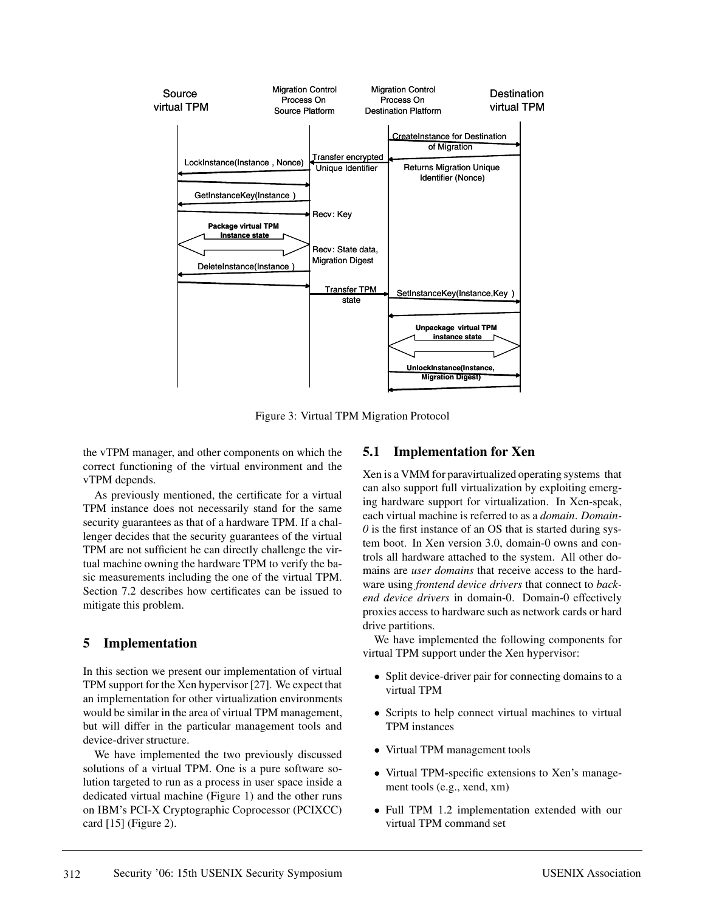Figure 3: Virtual TPM Migration Protocol

the vTPM manager, and other components on which the correct functioning of the virtual environment and the vTPM depends.

As previously mentioned, the certificate for a virtual TPM instance does not necessarily stand for the same security guarantees as that of a hardware TPM. If a challenger decides that the security guarantees of the virtual TPM are not sufficient he can directly challenge the virtual machine owning the hardware TPM to verify the basic measurements including the one of the virtual TPM. Section 7.2 describes how certificates can be issued to mitigate this problem.

## 5 Implementation

In this section we present our implementation of virtual TPM support for the Xen hypervisor [27]. We expect that an implementation for other virtualization environments would be similar in the area of virtual TPM management, but will differ in the particular management tools and device-driver structure.

We have implemented the two previously discussed solutions of a virtual TPM. One is a pure software solution targeted to run as a process in user space inside a dedicated virtual machine (Figure 1) and the other runs on IBM's PCI-X Cryptographic Coprocessor (PCIXCC) card [15] (Figure 2).

### 5.1 Implementation for Xen

Xen is a VMM for paravirtualized operating systems that can also support full virtualization by exploiting emerging hardware support for virtualization. In Xen-speak, each virtual machine is referred to as a *domain*. *Domain-0* is the first instance of an OS that is started during system boot. In Xen version 3.0, domain-0 owns and controls all hardware attached to the system. All other domains are *user domains* that receive access to the hardware using *frontend device drivers* that connect to *backend device drivers* in domain-0. Domain-0 effectively proxies access to hardware such as network cards or hard drive partitions.

We have implemented the following components for virtual TPM support under the Xen hypervisor:

- Split device-driver pair for connecting domains to a virtual TPM
- Scripts to help connect virtual machines to virtual TPM instances
- Virtual TPM management tools
- Virtual TPM-specific extensions to Xen's management tools (e.g., xend, xm)
- Full TPM 1.2 implementation extended with our virtual TPM command set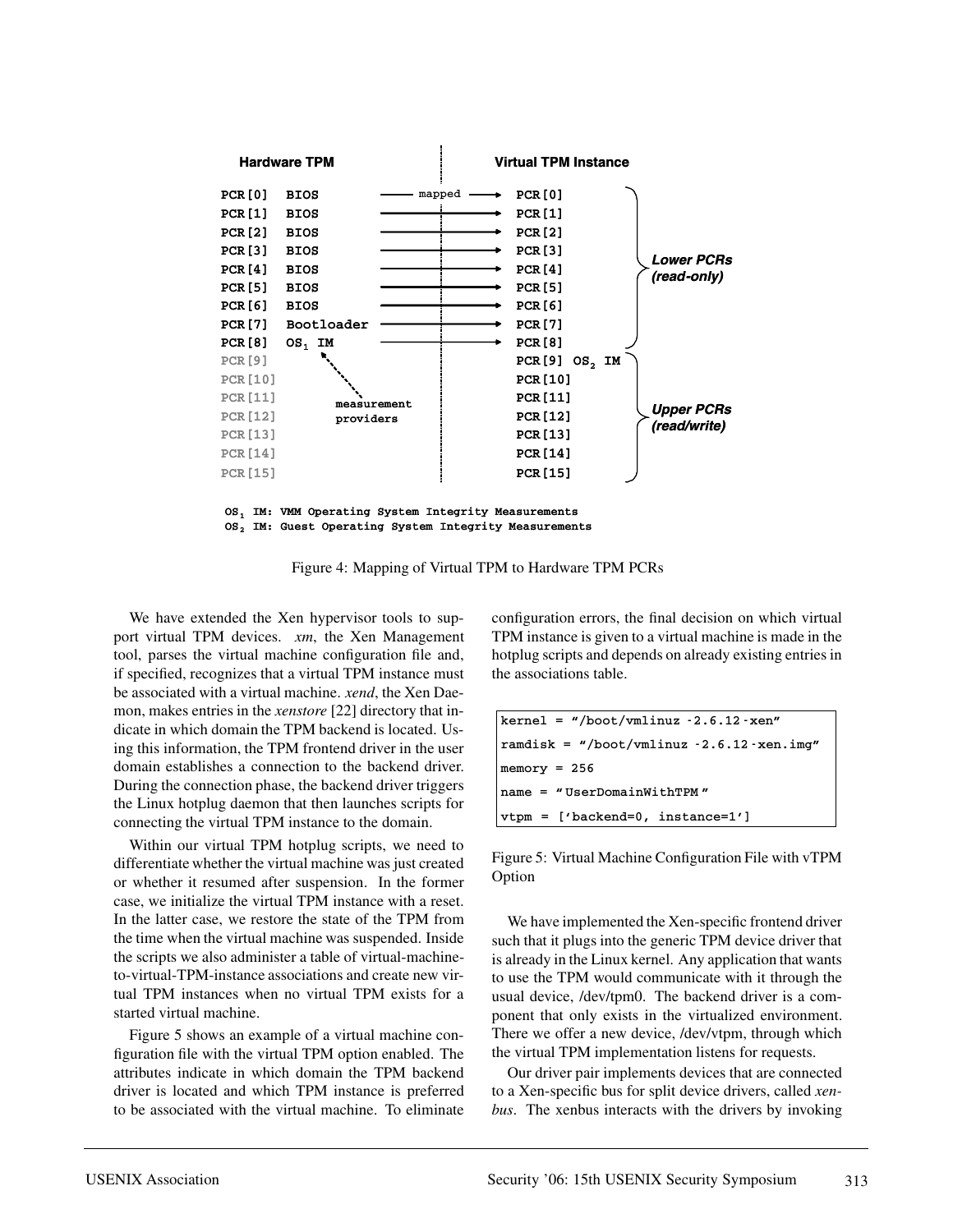Figure 4: Mapping of Virtual TPM to Hardware TPM PCRs

We have extended the Xen hypervisor tools to support virtual TPM devices. *xm*, the Xen Management tool, parses the virtual machine configuration file and, if specified, recognizes that a virtual TPM instance must be associated with a virtual machine. *xend*, the Xen Daemon, makes entries in the *xenstore* [22] directory that indicate in which domain the TPM backend is located. Using this information, the TPM frontend driver in the user domain establishes a connection to the backend driver. During the connection phase, the backend driver triggers the Linux hotplug daemon that then launches scripts for connecting the virtual TPM instance to the domain.

Within our virtual TPM hotplug scripts, we need to differentiate whether the virtual machine was just created or whether it resumed after suspension. In the former case, we initialize the virtual TPM instance with a reset. In the latter case, we restore the state of the TPM from the time when the virtual machine was suspended. Inside the scripts we also administer a table of virtual-machine-to-virtual-TPM-instance associations and create new virtual TPM instances when no virtual TPM exists for a started virtual machine.

Figure 5 shows an example of a virtual machine configuration file with the virtual TPM option enabled. The attributes indicate in which domain the TPM backend driver is located and which TPM instance is preferred to be associated with the virtual machine. To eliminate configuration errors, the final decision on which virtual TPM instance is given to a virtual machine is made in the hotplug scripts and depends on already existing entries in the associations table.

```
kernel = "/boot/vmlinuz -2.6.12 -xen"
ramdisk = "/boot/vmlinuz -2.6.12 -xen.img"
memory = 256
name = " UserDomainWithTPM "
vtpm = ['backend=0, instance=1']
```

Figure 5: Virtual Machine Configuration File with vTPM Option

We have implemented the Xen-specific frontend driver such that it plugs into the generic TPM device driver that is already in the Linux kernel. Any application that wants to use the TPM would communicate with it through the usual device, /dev/tpm0. The backend driver is a component that only exists in the virtualized environment. There we offer a new device, /dev/vtpm, through which the virtual TPM implementation listens for requests.

Our driver pair implements devices that are connected to a Xen-specific bus for split device drivers, called *xenbus*. The xenbus interacts with the drivers by invoking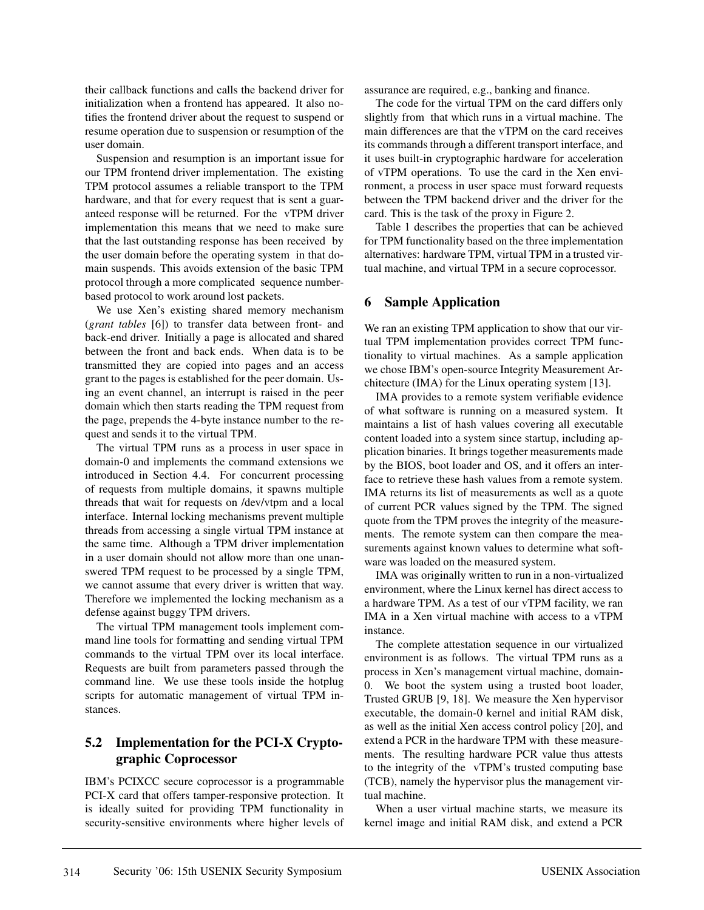their callback functions and calls the backend driver for initialization when a frontend has appeared. It also notifies the frontend driver about the request to suspend or resume operation due to suspension or resumption of the user domain.

Suspension and resumption is an important issue for our TPM frontend driver implementation. The existing TPM protocol assumes a reliable transport to the TPM hardware, and that for every request that is sent a guaranteed response will be returned. For the vTPM driver implementation this means that we need to make sure that the last outstanding response has been received by the user domain before the operating system in that domain suspends. This avoids extension of the basic TPM protocol through a more complicated sequence number-based protocol to work around lost packets.

We use Xen's existing shared memory mechanism (*grant tables* [6]) to transfer data between front- and back-end driver. Initially a page is allocated and shared between the front and back ends. When data is to be transmitted they are copied into pages and an access grant to the pages is established for the peer domain. Using an event channel, an interrupt is raised in the peer domain which then starts reading the TPM request from the page, prepends the 4-byte instance number to the request and sends it to the virtual TPM.

The virtual TPM runs as a process in user space in domain-0 and implements the command extensions we introduced in Section 4.4. For concurrent processing of requests from multiple domains, it spawns multiple threads that wait for requests on /dev/vtpm and a local interface. Internal locking mechanisms prevent multiple threads from accessing a single virtual TPM instance at the same time. Although a TPM driver implementation in a user domain should not allow more than one unanswered TPM request to be processed by a single TPM, we cannot assume that every driver is written that way. Therefore we implemented the locking mechanism as a defense against buggy TPM drivers.

The virtual TPM management tools implement command line tools for formatting and sending virtual TPM commands to the virtual TPM over its local interface. Requests are built from parameters passed through the command line. We use these tools inside the hotplug scripts for automatic management of virtual TPM instances.

## 5.2 Implementation for the PCI-X Cryptographic Coprocessor

IBM's PCIXCC secure coprocessor is a programmable PCI-X card that offers tamper-responsive protection. It is ideally suited for providing TPM functionality in security-sensitive environments where higher levels of assurance are required, e.g., banking and finance.

The code for the virtual TPM on the card differs only slightly from that which runs in a virtual machine. The main differences are that the vTPM on the card receives its commands through a different transport interface, and it uses built-in cryptographic hardware for acceleration of vTPM operations. To use the card in the Xen environment, a process in user space must forward requests between the TPM backend driver and the driver for the card. This is the task of the proxy in Figure 2.

Table 1 describes the properties that can be achieved for TPM functionality based on the three implementation alternatives: hardware TPM, virtual TPM in a trusted virtual machine, and virtual TPM in a secure coprocessor.

# 6 Sample Application

We ran an existing TPM application to show that our virtual TPM implementation provides correct TPM functionality to virtual machines. As a sample application we chose IBM's open-source Integrity Measurement Architecture (IMA) for the Linux operating system [13].

IMA provides to a remote system verifiable evidence of what software is running on a measured system. It maintains a list of hash values covering all executable content loaded into a system since startup, including application binaries. It brings together measurements made by the BIOS, boot loader and OS, and it offers an interface to retrieve these hash values from a remote system. IMA returns its list of measurements as well as a quote of current PCR values signed by the TPM. The signed quote from the TPM proves the integrity of the measurements. The remote system can then compare the measurements against known values to determine what software was loaded on the measured system.

IMA was originally written to run in a non-virtualized environment, where the Linux kernel has direct access to a hardware TPM. As a test of our vTPM facility, we ran IMA in a Xen virtual machine with access to a vTPM instance.

The complete attestation sequence in our virtualized environment is as follows. The virtual TPM runs as a process in Xen's management virtual machine, domain-0. We boot the system using a trusted boot loader, Trusted GRUB [9, 18]. We measure the Xen hypervisor executable, the domain-0 kernel and initial RAM disk, as well as the initial Xen access control policy [20], and extend a PCR in the hardware TPM with these measurements. The resulting hardware PCR value thus attests to the integrity of the vTPM's trusted computing base (TCB), namely the hypervisor plus the management virtual machine.

When a user virtual machine starts, we measure its kernel image and initial RAM disk, and extend a PCR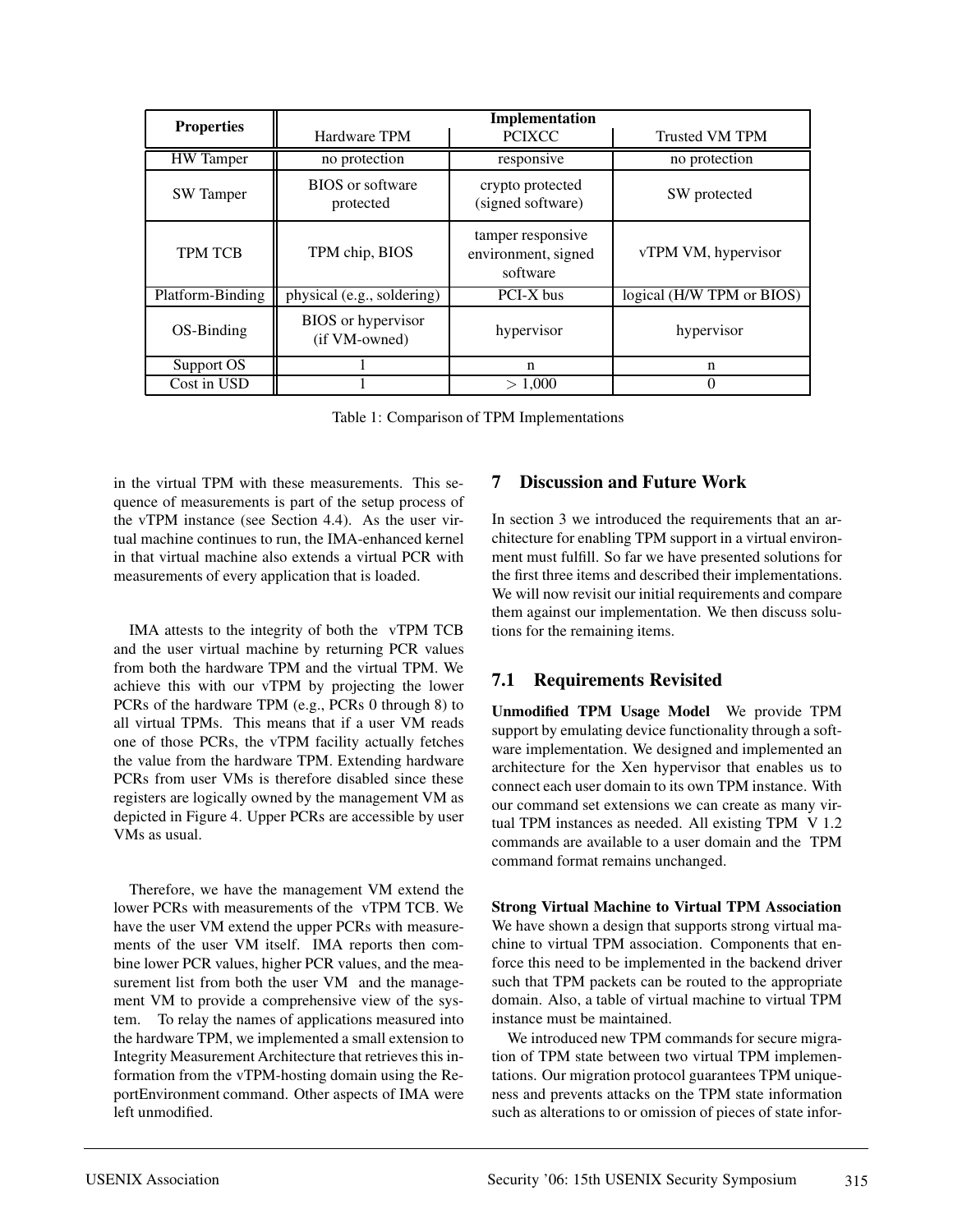| Properties | Implementation | | |
|---|---|---|---|
| | Hardware TPM | PCIXCC | Trusted VM TPM |
| HW Tamper | no protection | responsive | no protection |
| SW Tamper | BIOS or software protected | crypto protected (signed software) | SW protected |
| TPM TCB | TPM chip, BIOS | tamper responsive environment, signed software | vTPM VM, hypervisor |
| Platform-Binding | physical (e.g., soldering) | PCI-X bus | logical (H/W TPM or BIOS) |
| OS-Binding | BIOS or hypervisor (if VM-owned) | hypervisor | hypervisor |
| Support OS | 1 | n | n |
| Cost in USD | 1 | $> 1{,}000$ | 0 |

Table 1: Comparison of TPM Implementations

in the virtual TPM with these measurements. This sequence of measurements is part of the setup process of the vTPM instance (see Section 4.4). As the user virtual machine continues to run, the IMA-enhanced kernel in that virtual machine also extends a virtual PCR with measurements of every application that is loaded.

IMA attests to the integrity of both the vTPM TCB and the user virtual machine by returning PCR values from both the hardware TPM and the virtual TPM. We achieve this with our vTPM by projecting the lower PCRs of the hardware TPM (e.g., PCRs 0 through 8) to all virtual TPMs. This means that if a user VM reads one of those PCRs, the vTPM facility actually fetches the value from the hardware TPM. Extending hardware PCRs from user VMs is therefore disabled since these registers are logically owned by the management VM as depicted in Figure 4. Upper PCRs are accessible by user VMs as usual.

Therefore, we have the management VM extend the lower PCRs with measurements of the vTPM TCB. We have the user VM extend the upper PCRs with measurements of the user VM itself. IMA reports then combine lower PCR values, higher PCR values, and the measurement list from both the user VM and the management VM to provide a comprehensive view of the system. To relay the names of applications measured into the hardware TPM, we implemented a small extension to Integrity Measurement Architecture that retrieves this information from the vTPM-hosting domain using the ReportEnvironment command. Other aspects of IMA were left unmodified.

## 7 Discussion and Future Work

In section 3 we introduced the requirements that an architecture for enabling TPM support in a virtual environment must fulfill. So far we have presented solutions for the first three items and described their implementations. We will now revisit our initial requirements and compare them against our implementation. We then discuss solutions for the remaining items.

### 7.1 Requirements Revisited

**Unmodified TPM Usage Model** We provide TPM support by emulating device functionality through a software implementation. We designed and implemented an architecture for the Xen hypervisor that enables us to connect each user domain to its own TPM instance. With our command set extensions we can create as many virtual TPM instances as needed. All existing TPM V 1.2 commands are available to a user domain and the TPM command format remains unchanged.

**Strong Virtual Machine to Virtual TPM Association** We have shown a design that supports strong virtual machine to virtual TPM association. Components that enforce this need to be implemented in the backend driver such that TPM packets can be routed to the appropriate domain. Also, a table of virtual machine to virtual TPM instance must be maintained.

We introduced new TPM commands for secure migration of TPM state between two virtual TPM implementations. Our migration protocol guarantees TPM uniqueness and prevents attacks on the TPM state information such as alterations to or omission of pieces of state infor-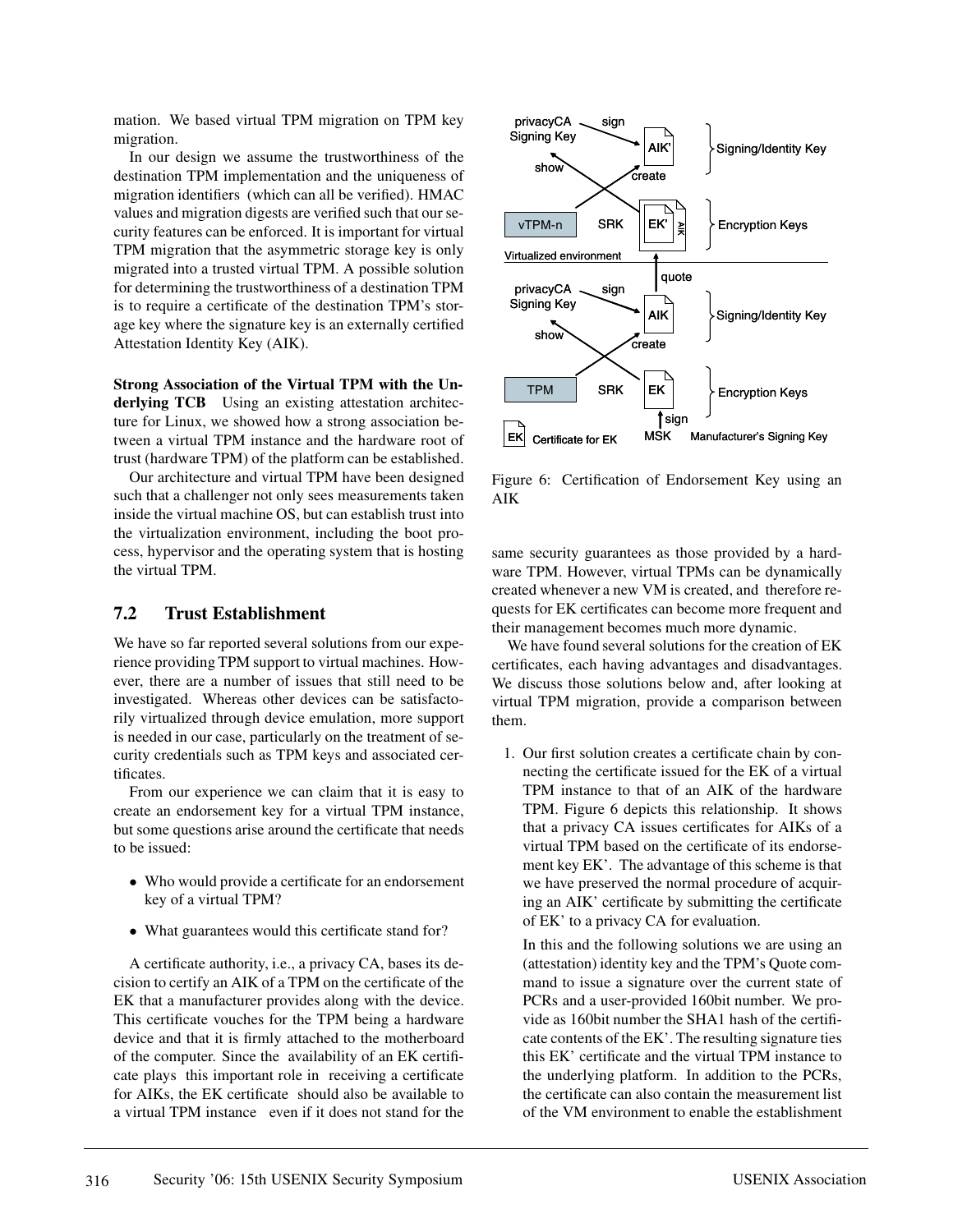mation. We based virtual TPM migration on TPM key migration.

In our design we assume the trustworthiness of the destination TPM implementation and the uniqueness of migration identifiers (which can all be verified). HMAC values and migration digests are verified such that our security features can be enforced. It is important for virtual TPM migration that the asymmetric storage key is only migrated into a trusted virtual TPM. A possible solution for determining the trustworthiness of a destination TPM is to require a certificate of the destination TPM's storage key where the signature key is an externally certified Attestation Identity Key (AIK).

**Strong Association of the Virtual TPM with the Underlying TCB** Using an existing attestation architecture for Linux, we showed how a strong association between a virtual TPM instance and the hardware root of trust (hardware TPM) of the platform can be established.

Our architecture and virtual TPM have been designed such that a challenger not only sees measurements taken inside the virtual machine OS, but can establish trust into the virtualization environment, including the boot process, hypervisor and the operating system that is hosting the virtual TPM.

## 7.2 Trust Establishment

We have so far reported several solutions from our experience providing TPM support to virtual machines. However, there are a number of issues that still need to be investigated. Whereas other devices can be satisfactorily virtualized through device emulation, more support is needed in our case, particularly on the treatment of security credentials such as TPM keys and associated certificates.

From our experience we can claim that it is easy to create an endorsement key for a virtual TPM instance, but some questions arise around the certificate that needs to be issued:

- Who would provide a certificate for an endorsement key of a virtual TPM?
- What guarantees would this certificate stand for?

A certificate authority, i.e., a privacy CA, bases its decision to certify an AIK of a TPM on the certificate of the EK that a manufacturer provides along with the device. This certificate vouches for the TPM being a hardware device and that it is firmly attached to the motherboard of the computer. Since the availability of an EK certificate plays this important role in receiving a certificate for AIKs, the EK certificate should also be available to a virtual TPM instance even if it does not stand for the same security guarantees as those provided by a hardware TPM. However, virtual TPMs can be dynamically created whenever a new VM is created, and therefore requests for EK certificates can become more frequent and their management becomes much more dynamic.

Figure 6: Certification of Endorsement Key using an AIK

We have found several solutions for the creation of EK certificates, each having advantages and disadvantages. We discuss those solutions below and, after looking at virtual TPM migration, provide a comparison between them.

1. Our first solution creates a certificate chain by connecting the certificate issued for the EK of a virtual TPM instance to that of an AIK of the hardware TPM. Figure 6 depicts this relationship. It shows that a privacy CA issues certificates for AIKs of a virtual TPM based on the certificate of its endorsement key EK'. The advantage of this scheme is that we have preserved the normal procedure of acquiring an AIK' certificate by submitting the certificate of EK' to a privacy CA for evaluation.

   In this and the following solutions we are using an (attestation) identity key and the TPM's Quote command to issue a signature over the current state of PCRs and a user-provided 160bit number. We provide as 160bit number the SHA1 hash of the certificate contents of the EK'. The resulting signature ties this EK' certificate and the virtual TPM instance to the underlying platform. In addition to the PCRs, the certificate can also contain the measurement list of the VM environment to enable the establishment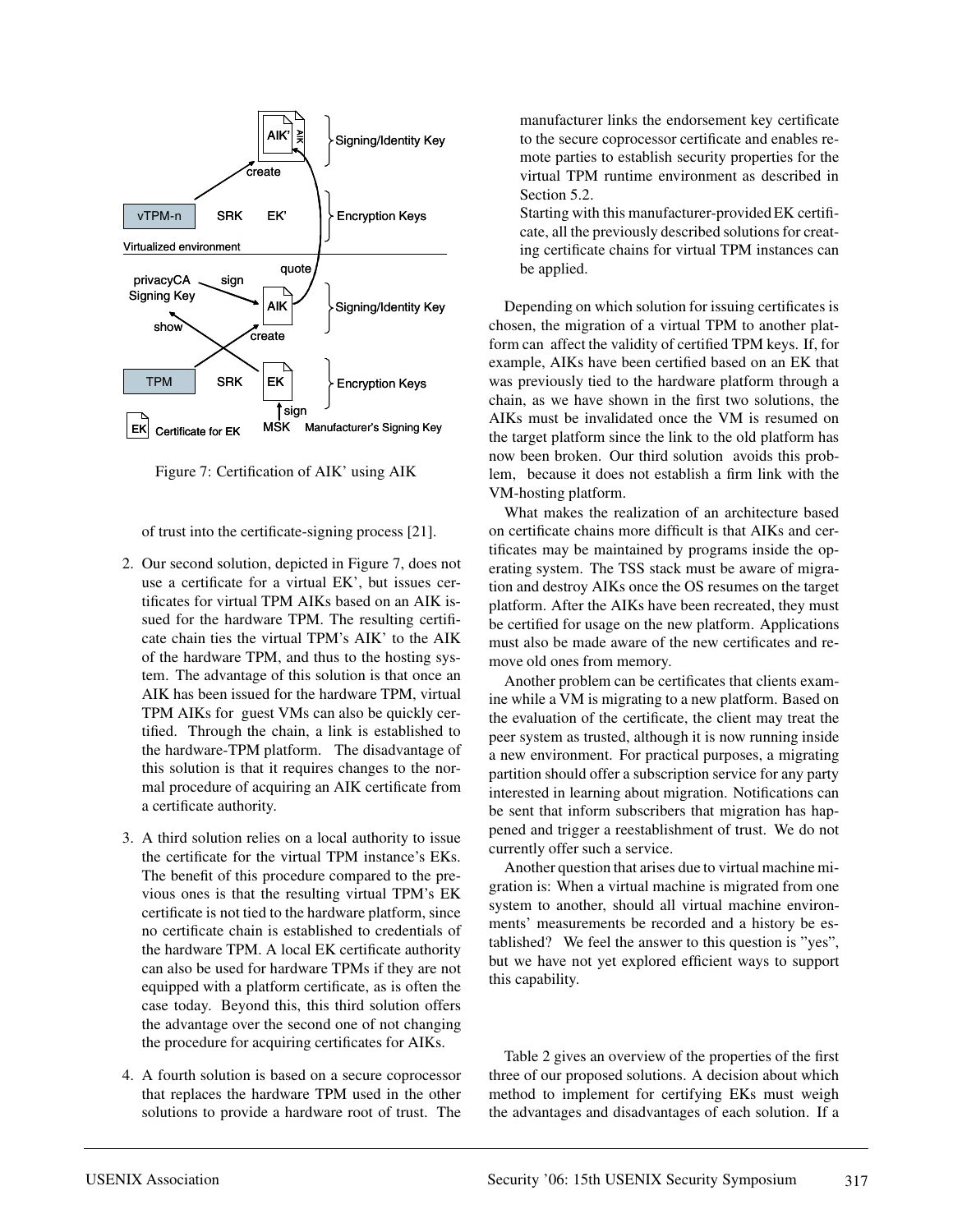Figure 7: Certification of AIK' using AIK

of trust into the certificate-signing process [21].

2. Our second solution, depicted in Figure 7, does not use a certificate for a virtual EK', but issues certificates for virtual TPM AIKs based on an AIK issued for the hardware TPM. The resulting certificate chain ties the virtual TPM's AIK' to the AIK of the hardware TPM, and thus to the hosting system. The advantage of this solution is that once an AIK has been issued for the hardware TPM, virtual TPM AIKs for guest VMs can also be quickly certified. Through the chain, a link is established to the hardware-TPM platform. The disadvantage of this solution is that it requires changes to the normal procedure of acquiring an AIK certificate from a certificate authority.

3. A third solution relies on a local authority to issue the certificate for the virtual TPM instance's EKs. The benefit of this procedure compared to the previous ones is that the resulting virtual TPM's EK certificate is not tied to the hardware platform, since no certificate chain is established to credentials of the hardware TPM. A local EK certificate authority can also be used for hardware TPMs if they are not equipped with a platform certificate, as is often the case today. Beyond this, this third solution offers the advantage over the second one of not changing the procedure for acquiring certificates for AIKs.

4. A fourth solution is based on a secure coprocessor that replaces the hardware TPM used in the other solutions to provide a hardware root of trust. The manufacturer links the endorsement key certificate to the secure coprocessor certificate and enables remote parties to establish security properties for the virtual TPM runtime environment as described in Section 5.2.

   Starting with this manufacturer-provided EK certificate, all the previously described solutions for creating certificate chains for virtual TPM instances can be applied.

Depending on which solution for issuing certificates is chosen, the migration of a virtual TPM to another platform can affect the validity of certified TPM keys. If, for example, AIKs have been certified based on an EK that was previously tied to the hardware platform through a chain, as we have shown in the first two solutions, the AIKs must be invalidated once the VM is resumed on the target platform since the link to the old platform has now been broken. Our third solution avoids this problem, because it does not establish a firm link with the VM-hosting platform.

What makes the realization of an architecture based on certificate chains more difficult is that AIKs and certificates may be maintained by programs inside the operating system. The TSS stack must be aware of migration and destroy AIKs once the OS resumes on the target platform. After the AIKs have been recreated, they must be certified for usage on the new platform. Applications must also be made aware of the new certificates and remove old ones from memory.

Another problem can be certificates that clients examine while a VM is migrating to a new platform. Based on the evaluation of the certificate, the client may treat the peer system as trusted, although it is now running inside a new environment. For practical purposes, a migrating partition should offer a subscription service for any party interested in learning about migration. Notifications can be sent that inform subscribers that migration has happened and trigger a reestablishment of trust. We do not currently offer such a service.

Another question that arises due to virtual machine migration is: When a virtual machine is migrated from one system to another, should all virtual machine environments' measurements be recorded and a history be established? We feel the answer to this question is "yes", but we have not yet explored efficient ways to support this capability.

Table 2 gives an overview of the properties of the first three of our proposed solutions. A decision about which method to implement for certifying EKs must weigh the advantages and disadvantages of each solution. If a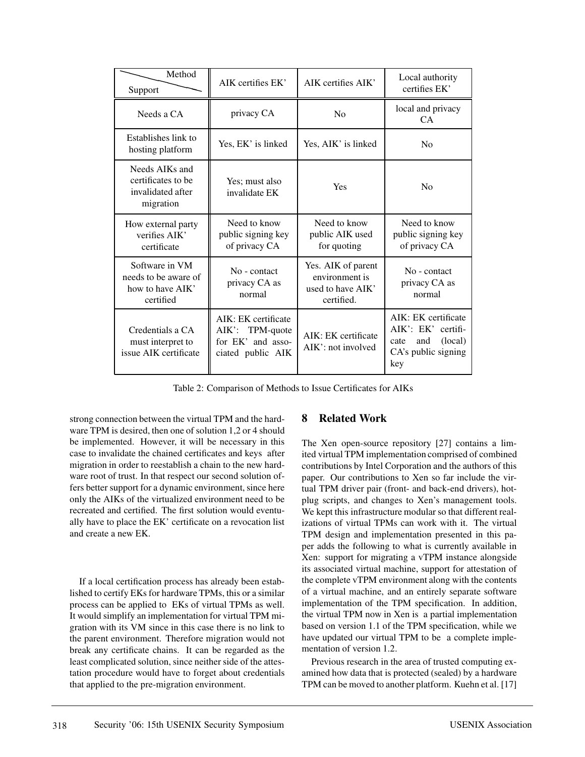| Method / Support | AIK certifies EK' | AIK certifies AIK' | Local authority certifies EK' |
|---|---|---|---|
| Needs a CA | privacy CA | No | local and privacy CA |
| Establishes link to hosting platform | Yes, EK' is linked | Yes, AIK' is linked | No |
| Needs AIKs and certificates to be invalidated after migration | Yes; must also invalidate EK | Yes | No |
| How external party verifies AIK' certificate | Need to know public signing key of privacy CA | Need to know public AIK used for quoting | Need to know public signing key of privacy CA |
| Software in VM needs to be aware of how to have AIK' certified | No - contact privacy CA as normal | Yes. AIK of parent environment is used to have AIK' certified. | No - contact privacy CA as normal |
| Credentials a CA must interpret to issue AIK certificate | AIK: EK certificate AIK': TPM-quote for EK' and associated public AIK | AIK: EK certificate AIK': not involved | AIK: EK certificate AIK': EK' certificate and (local) CA's public signing key |

Table 2: Comparison of Methods to Issue Certificates for AIKs

strong connection between the virtual TPM and the hardware TPM is desired, then one of solution 1,2 or 4 should be implemented. However, it will be necessary in this case to invalidate the chained certificates and keys after migration in order to reestablish a chain to the new hardware root of trust. In that respect our second solution offers better support for a dynamic environment, since here only the AIKs of the virtualized environment need to be recreated and certified. The first solution would eventually have to place the EK' certificate on a revocation list and create a new EK.

If a local certification process has already been established to certify EKs for hardware TPMs, this or a similar process can be applied to EKs of virtual TPMs as well. It would simplify an implementation for virtual TPM migration with its VM since in this case there is no link to the parent environment. Therefore migration would not break any certificate chains. It can be regarded as the least complicated solution, since neither side of the attestation procedure would have to forget about credentials that applied to the pre-migration environment.

## 8 Related Work

The Xen open-source repository [27] contains a limited virtual TPM implementation comprised of combined contributions by Intel Corporation and the authors of this paper. Our contributions to Xen so far include the virtual TPM driver pair (front- and back-end drivers), hotplug scripts, and changes to Xen's management tools. We kept this infrastructure modular so that different realizations of virtual TPMs can work with it. The virtual TPM design and implementation presented in this paper adds the following to what is currently available in Xen: support for migrating a vTPM instance alongside its associated virtual machine, support for attestation of the complete vTPM environment along with the contents of a virtual machine, and an entirely separate software implementation of the TPM specification. In addition, the virtual TPM now in Xen is a partial implementation based on version 1.1 of the TPM specification, while we have updated our virtual TPM to be a complete implementation of version 1.2.

Previous research in the area of trusted computing examined how data that is protected (sealed) by a hardware TPM can be moved to another platform. Kuehn et al. [17]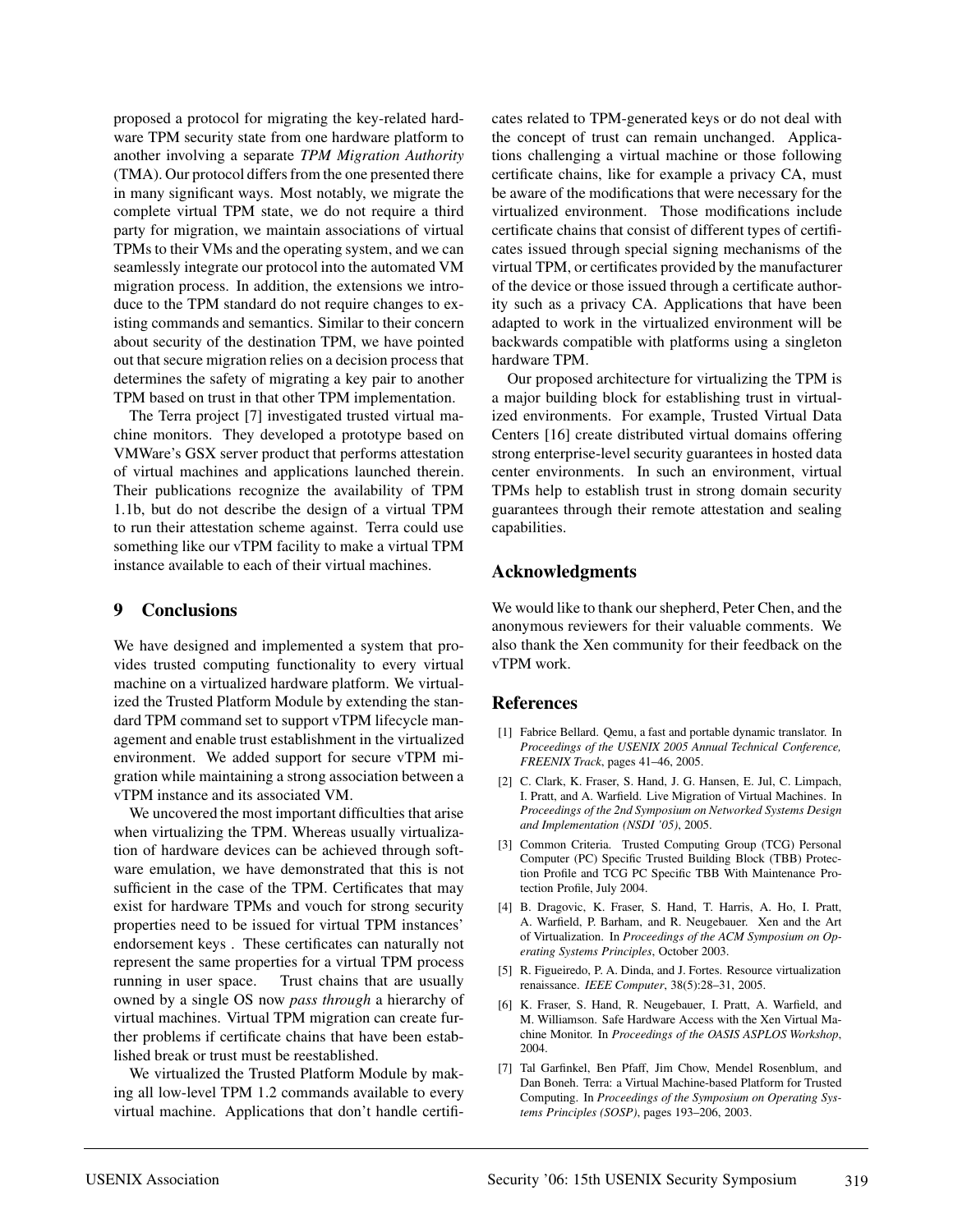proposed a protocol for migrating the key-related hardware TPM security state from one hardware platform to another involving a separate *TPM Migration Authority* (TMA). Our protocol differs from the one presented there in many significant ways. Most notably, we migrate the complete virtual TPM state, we do not require a third party for migration, we maintain associations of virtual TPMs to their VMs and the operating system, and we can seamlessly integrate our protocol into the automated VM migration process. In addition, the extensions we introduce to the TPM standard do not require changes to existing commands and semantics. Similar to their concern about security of the destination TPM, we have pointed out that secure migration relies on a decision process that determines the safety of migrating a key pair to another TPM based on trust in that other TPM implementation.

The Terra project [7] investigated trusted virtual machine monitors. They developed a prototype based on VMWare's GSX server product that performs attestation of virtual machines and applications launched therein. Their publications recognize the availability of TPM 1.1b, but do not describe the design of a virtual TPM to run their attestation scheme against. Terra could use something like our vTPM facility to make a virtual TPM instance available to each of their virtual machines.

## 9 Conclusions

We have designed and implemented a system that provides trusted computing functionality to every virtual machine on a virtualized hardware platform. We virtualized the Trusted Platform Module by extending the standard TPM command set to support vTPM lifecycle management and enable trust establishment in the virtualized environment. We added support for secure vTPM migration while maintaining a strong association between a vTPM instance and its associated VM.

We uncovered the most important difficulties that arise when virtualizing the TPM. Whereas usually virtualization of hardware devices can be achieved through software emulation, we have demonstrated that this is not sufficient in the case of the TPM. Certificates that may exist for hardware TPMs and vouch for strong security properties need to be issued for virtual TPM instances' endorsement keys . These certificates can naturally not represent the same properties for a virtual TPM process running in user space. Trust chains that are usually owned by a single OS now *pass through* a hierarchy of virtual machines. Virtual TPM migration can create further problems if certificate chains that have been established break or trust must be reestablished.

We virtualized the Trusted Platform Module by making all low-level TPM 1.2 commands available to every virtual machine. Applications that don't handle certificates related to TPM-generated keys or do not deal with the concept of trust can remain unchanged. Applications challenging a virtual machine or those following certificate chains, like for example a privacy CA, must be aware of the modifications that were necessary for the virtualized environment. Those modifications include certificate chains that consist of different types of certificates issued through special signing mechanisms of the virtual TPM, or certificates provided by the manufacturer of the device or those issued through a certificate authority such as a privacy CA. Applications that have been adapted to work in the virtualized environment will be backwards compatible with platforms using a singleton hardware TPM.

Our proposed architecture for virtualizing the TPM is a major building block for establishing trust in virtualized environments. For example, Trusted Virtual Data Centers [16] create distributed virtual domains offering strong enterprise-level security guarantees in hosted data center environments. In such an environment, virtual TPMs help to establish trust in strong domain security guarantees through their remote attestation and sealing capabilities.

## Acknowledgments

We would like to thank our shepherd, Peter Chen, and the anonymous reviewers for their valuable comments. We also thank the Xen community for their feedback on the vTPM work.

## References

[1] Fabrice Bellard. Qemu, a fast and portable dynamic translator. In *Proceedings of the USENIX 2005 Annual Technical Conference, FREENIX Track*, pages 41–46, 2005.

[2] C. Clark, K. Fraser, S. Hand, J. G. Hansen, E. Jul, C. Limpach, I. Pratt, and A. Warfield. Live Migration of Virtual Machines. In *Proceedings of the 2nd Symposium on Networked Systems Design and Implementation (NSDI '05)*, 2005.

[3] Common Criteria. Trusted Computing Group (TCG) Personal Computer (PC) Specific Trusted Building Block (TBB) Protection Profile and TCG PC Specific TBB With Maintenance Protection Profile, July 2004.

[4] B. Dragovic, K. Fraser, S. Hand, T. Harris, A. Ho, I. Pratt, A. Warfield, P. Barham, and R. Neugebauer. Xen and the Art of Virtualization. In *Proceedings of the ACM Symposium on Operating Systems Principles*, October 2003.

[5] R. Figueiredo, P. A. Dinda, and J. Fortes. Resource virtualization renaissance. *IEEE Computer*, 38(5):28–31, 2005.

[6] K. Fraser, S. Hand, R. Neugebauer, I. Pratt, A. Warfield, and M. Williamson. Safe Hardware Access with the Xen Virtual Machine Monitor. In *Proceedings of the OASIS ASPLOS Workshop*, 2004.

[7] Tal Garfinkel, Ben Pfaff, Jim Chow, Mendel Rosenblum, and Dan Boneh. Terra: a Virtual Machine-based Platform for Trusted Computing. In *Proceedings of the Symposium on Operating Systems Principles (SOSP)*, pages 193–206, 2003.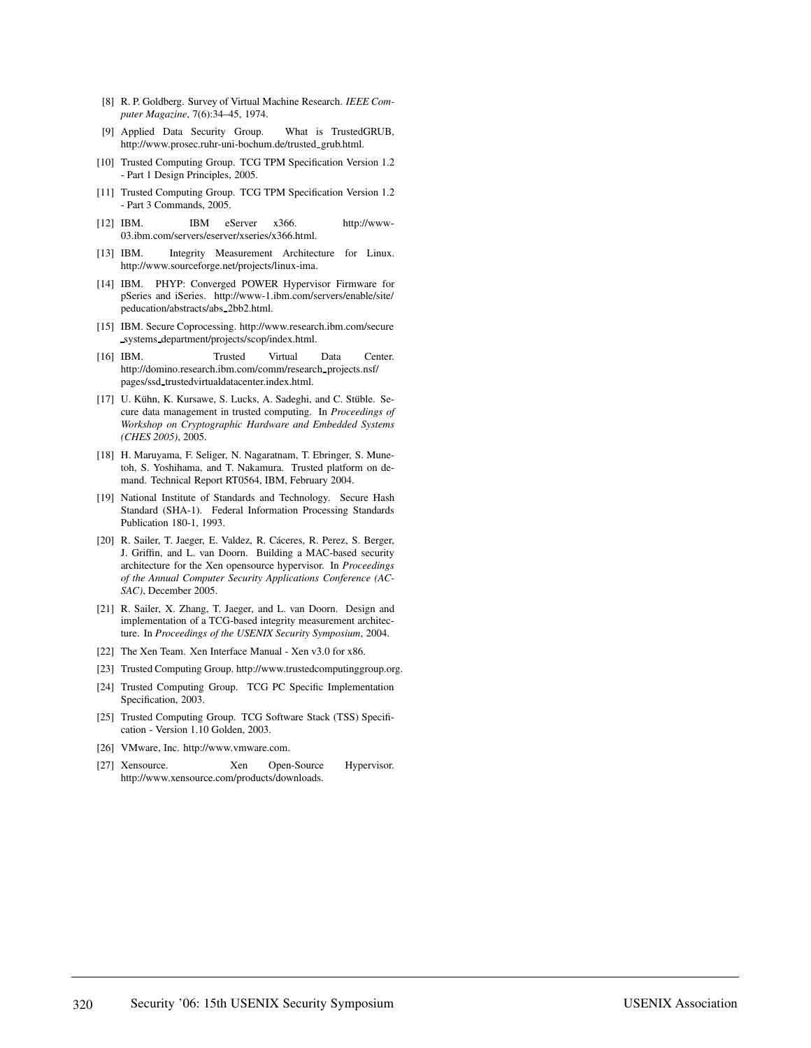[8] R. P. Goldberg. Survey of Virtual Machine Research. *IEEE Computer Magazine*, 7(6):34–45, 1974.

[9] Applied Data Security Group. What is TrustedGRUB, http://www.prosec.ruhr-uni-bochum.de/trusted_grub.html.

[10] Trusted Computing Group. TCG TPM Specification Version 1.2 - Part 1 Design Principles, 2005.

[11] Trusted Computing Group. TCG TPM Specification Version 1.2 - Part 3 Commands, 2005.

[12] IBM. IBM eServer x366. http://www-03.ibm.com/servers/eserver/xseries/x366.html.

[13] IBM. Integrity Measurement Architecture for Linux. http://www.sourceforge.net/projects/linux-ima.

[14] IBM. PHYP: Converged POWER Hypervisor Firmware for pSeries and iSeries. http://www-1.ibm.com/servers/enable/site/peducation/abstracts/abs_2bb2.html.

[15] IBM. Secure Coprocessing. http://www.research.ibm.com/secure_systems_department/projects/scop/index.html.

[16] IBM. Trusted Virtual Data Center. http://domino.research.ibm.com/comm/research_projects.nsf/pages/ssd_trustedvirtualdatacenter.index.html.

[17] U. Kühn, K. Kursawe, S. Lucks, A. Sadeghi, and C. Stüble. Secure data management in trusted computing. In *Proceedings of Workshop on Cryptographic Hardware and Embedded Systems (CHES 2005)*, 2005.

[18] H. Maruyama, F. Seliger, N. Nagaratnam, T. Ebringer, S. Munetoh, S. Yoshihama, and T. Nakamura. Trusted platform on demand. Technical Report RT0564, IBM, February 2004.

[19] National Institute of Standards and Technology. Secure Hash Standard (SHA-1). Federal Information Processing Standards Publication 180-1, 1993.

[20] R. Sailer, T. Jaeger, E. Valdez, R. Cáceres, R. Perez, S. Berger, J. Griffin, and L. van Doorn. Building a MAC-based security architecture for the Xen opensource hypervisor. In *Proceedings of the Annual Computer Security Applications Conference (ACSAC)*, December 2005.

[21] R. Sailer, X. Zhang, T. Jaeger, and L. van Doorn. Design and implementation of a TCG-based integrity measurement architecture. In *Proceedings of the USENIX Security Symposium*, 2004.

[22] The Xen Team. Xen Interface Manual - Xen v3.0 for x86.

[23] Trusted Computing Group. http://www.trustedcomputinggroup.org.

[24] Trusted Computing Group. TCG PC Specific Implementation Specification, 2003.

[25] Trusted Computing Group. TCG Software Stack (TSS) Specification - Version 1.10 Golden, 2003.

[26] VMware, Inc. http://www.vmware.com.

[27] Xensource. Xen Open-Source Hypervisor. http://www.xensource.com/products/downloads.